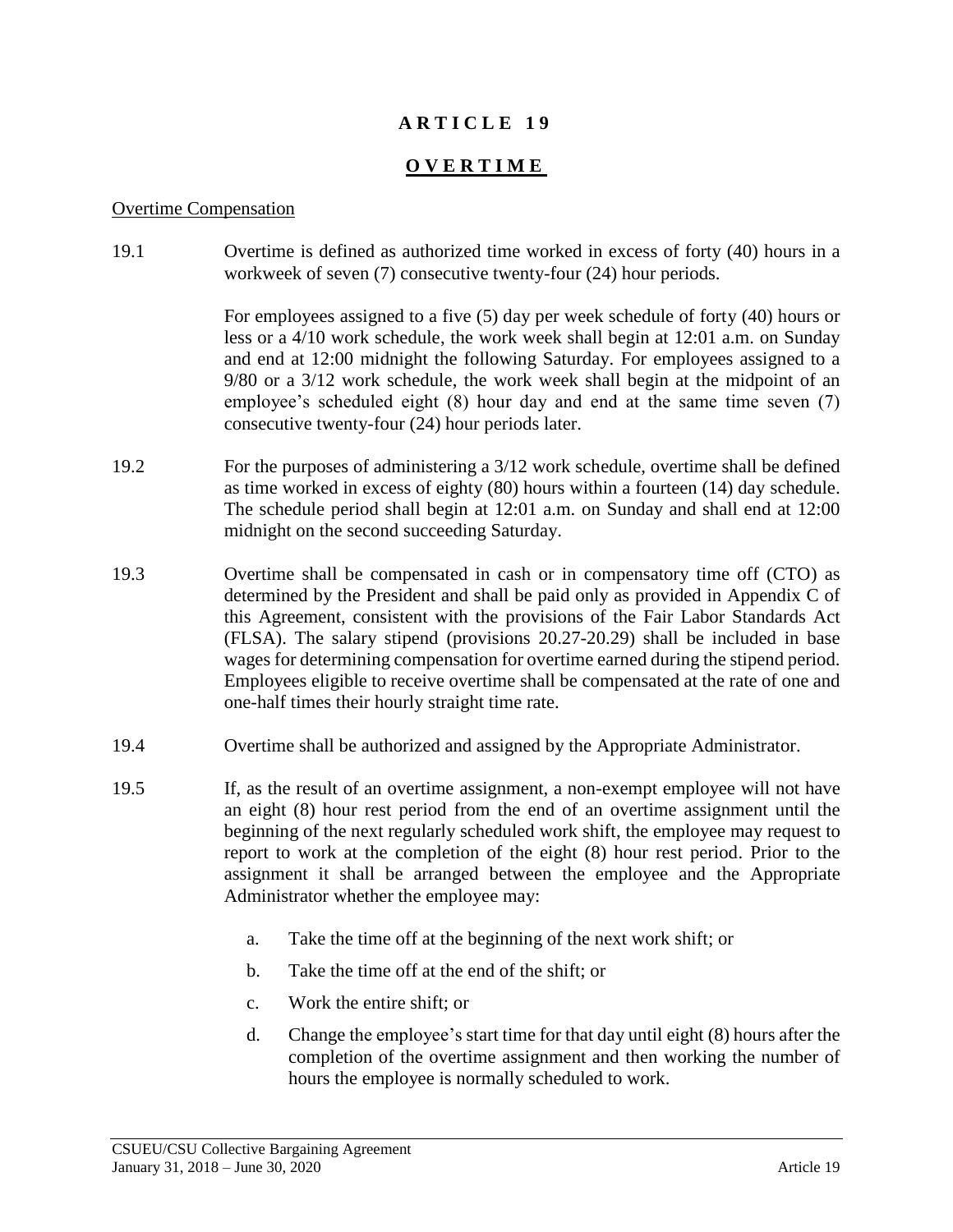# ARTICLE 19

## OVERTIME

### Overtime Compensation

19.1 Overtime is defined as authorized time worked in excess of forty (40) hours in a workweek of seven (7) consecutive twenty-four (24) hour periods.

For employees assigned to a five (5) day per week schedule of forty (40) hours or less or a 4/10 work schedule, the work week shall begin at 12:01 a.m. on Sunday and end at 12:00 midnight the following Saturday. For employees assigned to a 9/80 or a 3/12 work schedule, the work week shall begin at the midpoint of an employee's scheduled eight (8) hour day and end at the same time seven (7) consecutive twenty-four (24) hour periods later.

19.2 For the purposes of administering a 3/12 work schedule, overtime shall be defined as time worked in excess of eighty (80) hours within a fourteen (14) day schedule. The schedule period shall begin at 12:01 a.m. on Sunday and shall end at 12:00 midnight on the second succeeding Saturday.

19.3 Overtime shall be compensated in cash or in compensatory time off (CTO) as determined by the President and shall be paid only as provided in Appendix C of this Agreement, consistent with the provisions of the Fair Labor Standards Act (FLSA). The salary stipend (provisions 20.27-20.29) shall be included in base wages for determining compensation for overtime earned during the stipend period. Employees eligible to receive overtime shall be compensated at the rate of one and one-half times their hourly straight time rate.

19.4 Overtime shall be authorized and assigned by the Appropriate Administrator.

19.5 If, as the result of an overtime assignment, a non-exempt employee will not have an eight (8) hour rest period from the end of an overtime assignment until the beginning of the next regularly scheduled work shift, the employee may request to report to work at the completion of the eight (8) hour rest period. Prior to the assignment it shall be arranged between the employee and the Appropriate Administrator whether the employee may:

a. Take the time off at the beginning of the next work shift; or

b. Take the time off at the end of the shift; or

c. Work the entire shift; or

d. Change the employee's start time for that day until eight (8) hours after the completion of the overtime assignment and then working the number of hours the employee is normally scheduled to work.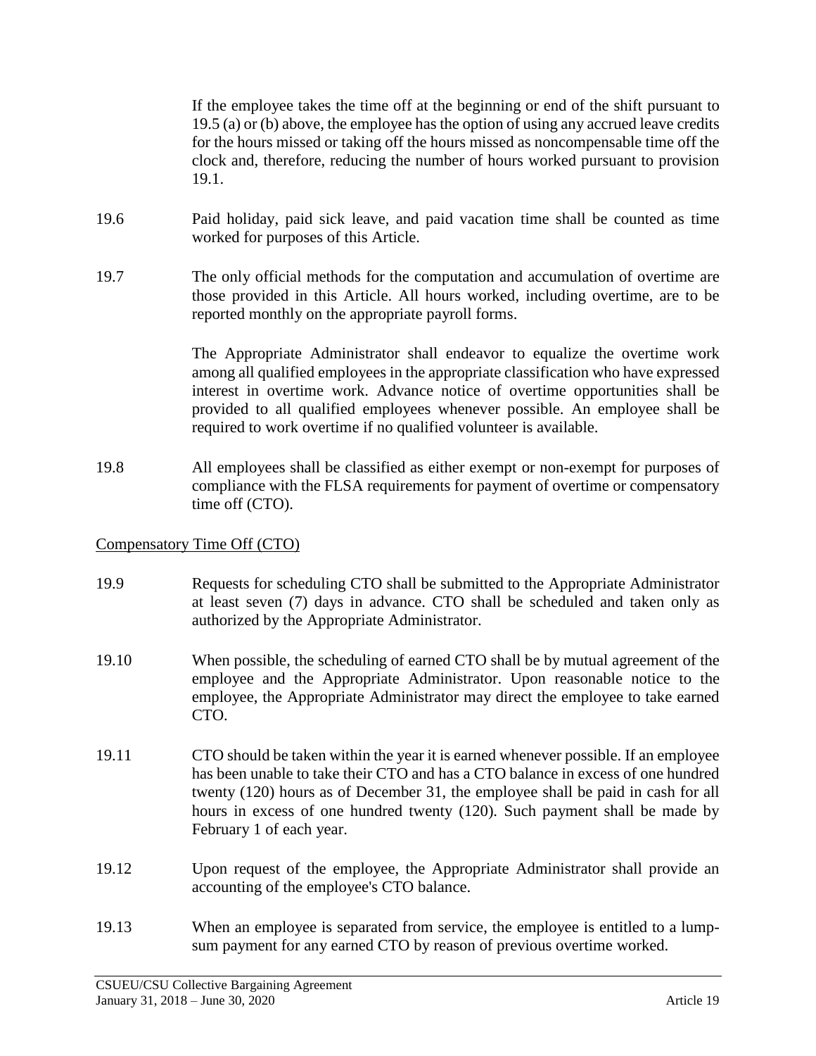If the employee takes the time off at the beginning or end of the shift pursuant to 19.5 (a) or (b) above, the employee has the option of using any accrued leave credits for the hours missed or taking off the hours missed as noncompensable time off the clock and, therefore, reducing the number of hours worked pursuant to provision 19.1.

19.6 Paid holiday, paid sick leave, and paid vacation time shall be counted as time worked for purposes of this Article.

19.7 The only official methods for the computation and accumulation of overtime are those provided in this Article. All hours worked, including overtime, are to be reported monthly on the appropriate payroll forms.

The Appropriate Administrator shall endeavor to equalize the overtime work among all qualified employees in the appropriate classification who have expressed interest in overtime work. Advance notice of overtime opportunities shall be provided to all qualified employees whenever possible. An employee shall be required to work overtime if no qualified volunteer is available.

19.8 All employees shall be classified as either exempt or non-exempt for purposes of compliance with the FLSA requirements for payment of overtime or compensatory time off (CTO).

<u>Compensatory Time Off (CTO)</u>

19.9 Requests for scheduling CTO shall be submitted to the Appropriate Administrator at least seven (7) days in advance. CTO shall be scheduled and taken only as authorized by the Appropriate Administrator.

19.10 When possible, the scheduling of earned CTO shall be by mutual agreement of the employee and the Appropriate Administrator. Upon reasonable notice to the employee, the Appropriate Administrator may direct the employee to take earned CTO.

19.11 CTO should be taken within the year it is earned whenever possible. If an employee has been unable to take their CTO and has a CTO balance in excess of one hundred twenty (120) hours as of December 31, the employee shall be paid in cash for all hours in excess of one hundred twenty (120). Such payment shall be made by February 1 of each year.

19.12 Upon request of the employee, the Appropriate Administrator shall provide an accounting of the employee's CTO balance.

19.13 When an employee is separated from service, the employee is entitled to a lump-sum payment for any earned CTO by reason of previous overtime worked.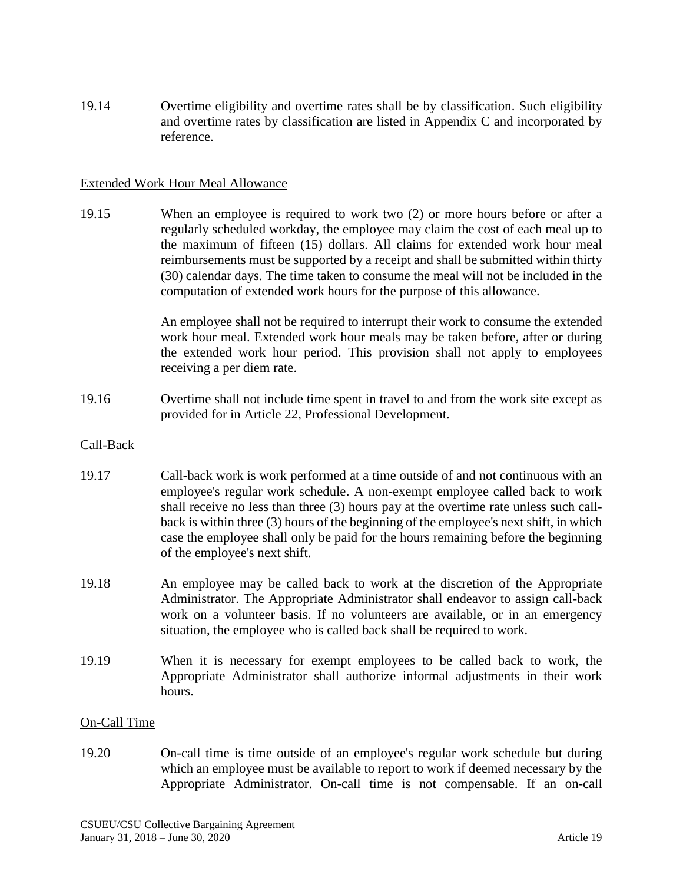19.14 Overtime eligibility and overtime rates shall be by classification. Such eligibility and overtime rates by classification are listed in Appendix C and incorporated by reference.

Extended Work Hour Meal Allowance

19.15 When an employee is required to work two (2) or more hours before or after a regularly scheduled workday, the employee may claim the cost of each meal up to the maximum of fifteen (15) dollars. All claims for extended work hour meal reimbursements must be supported by a receipt and shall be submitted within thirty (30) calendar days. The time taken to consume the meal will not be included in the computation of extended work hours for the purpose of this allowance.

An employee shall not be required to interrupt their work to consume the extended work hour meal. Extended work hour meals may be taken before, after or during the extended work hour period. This provision shall not apply to employees receiving a per diem rate.

19.16 Overtime shall not include time spent in travel to and from the work site except as provided for in Article 22, Professional Development.

Call-Back

19.17 Call-back work is work performed at a time outside of and not continuous with an employee's regular work schedule. A non-exempt employee called back to work shall receive no less than three (3) hours pay at the overtime rate unless such call-back is within three (3) hours of the beginning of the employee's next shift, in which case the employee shall only be paid for the hours remaining before the beginning of the employee's next shift.

19.18 An employee may be called back to work at the discretion of the Appropriate Administrator. The Appropriate Administrator shall endeavor to assign call-back work on a volunteer basis. If no volunteers are available, or in an emergency situation, the employee who is called back shall be required to work.

19.19 When it is necessary for exempt employees to be called back to work, the Appropriate Administrator shall authorize informal adjustments in their work hours.

On-Call Time

19.20 On-call time is time outside of an employee's regular work schedule but during which an employee must be available to report to work if deemed necessary by the Appropriate Administrator. On-call time is not compensable. If an on-call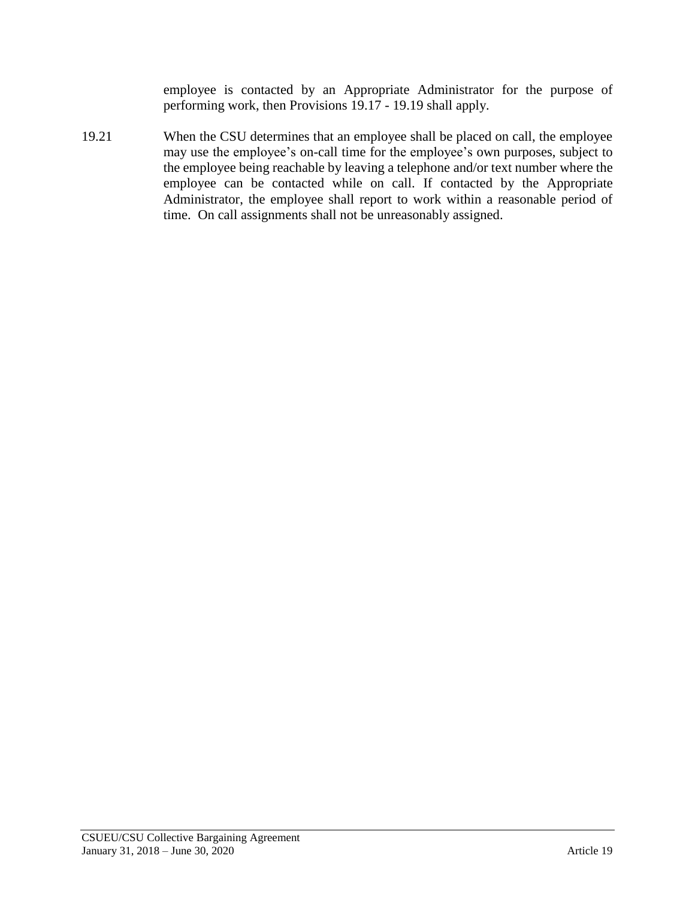employee is contacted by an Appropriate Administrator for the purpose of performing work, then Provisions 19.17 - 19.19 shall apply.

19.21 When the CSU determines that an employee shall be placed on call, the employee may use the employee's on-call time for the employee's own purposes, subject to the employee being reachable by leaving a telephone and/or text number where the employee can be contacted while on call. If contacted by the Appropriate Administrator, the employee shall report to work within a reasonable period of time. On call assignments shall not be unreasonably assigned.